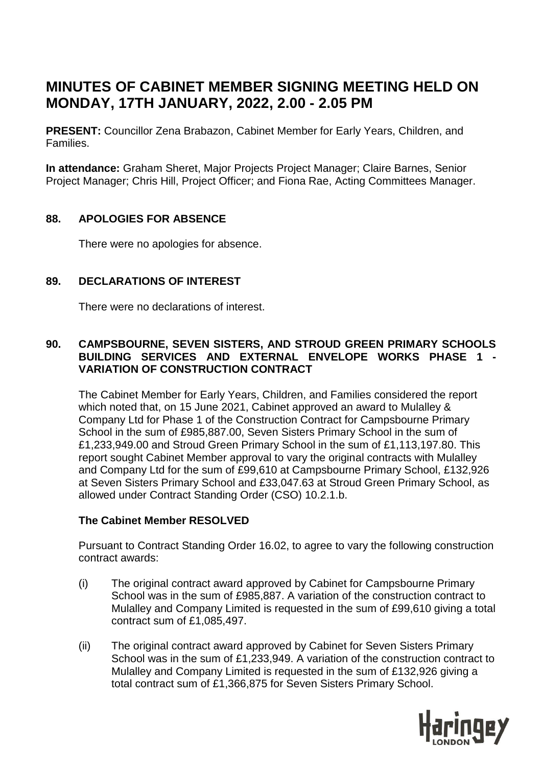# MINUTES OF CABINET MEMBER SIGNING MEETING HELD ON MONDAY, 17TH JANUARY, 2022, 2.00 - 2.05 PM

**PRESENT:** Councillor Zena Brabazon, Cabinet Member for Early Years, Children, and Families.

**In attendance:** Graham Sheret, Major Projects Project Manager; Claire Barnes, Senior Project Manager; Chris Hill, Project Officer; and Fiona Rae, Acting Committees Manager.

## 88. APOLOGIES FOR ABSENCE

There were no apologies for absence.

## 89. DECLARATIONS OF INTEREST

There were no declarations of interest.

## 90. CAMPSBOURNE, SEVEN SISTERS, AND STROUD GREEN PRIMARY SCHOOLS BUILDING SERVICES AND EXTERNAL ENVELOPE WORKS PHASE 1 - VARIATION OF CONSTRUCTION CONTRACT

The Cabinet Member for Early Years, Children, and Families considered the report which noted that, on 15 June 2021, Cabinet approved an award to Mulalley & Company Ltd for Phase 1 of the Construction Contract for Campsbourne Primary School in the sum of £985,887.00, Seven Sisters Primary School in the sum of £1,233,949.00 and Stroud Green Primary School in the sum of £1,113,197.80. This report sought Cabinet Member approval to vary the original contracts with Mulalley and Company Ltd for the sum of £99,610 at Campsbourne Primary School, £132,926 at Seven Sisters Primary School and £33,047.63 at Stroud Green Primary School, as allowed under Contract Standing Order (CSO) 10.2.1.b.

**The Cabinet Member RESOLVED**

Pursuant to Contract Standing Order 16.02, to agree to vary the following construction contract awards:

(i) The original contract award approved by Cabinet for Campsbourne Primary School was in the sum of £985,887. A variation of the construction contract to Mulalley and Company Limited is requested in the sum of £99,610 giving a total contract sum of £1,085,497.

(ii) The original contract award approved by Cabinet for Seven Sisters Primary School was in the sum of £1,233,949. A variation of the construction contract to Mulalley and Company Limited is requested in the sum of £132,926 giving a total contract sum of £1,366,875 for Seven Sisters Primary School.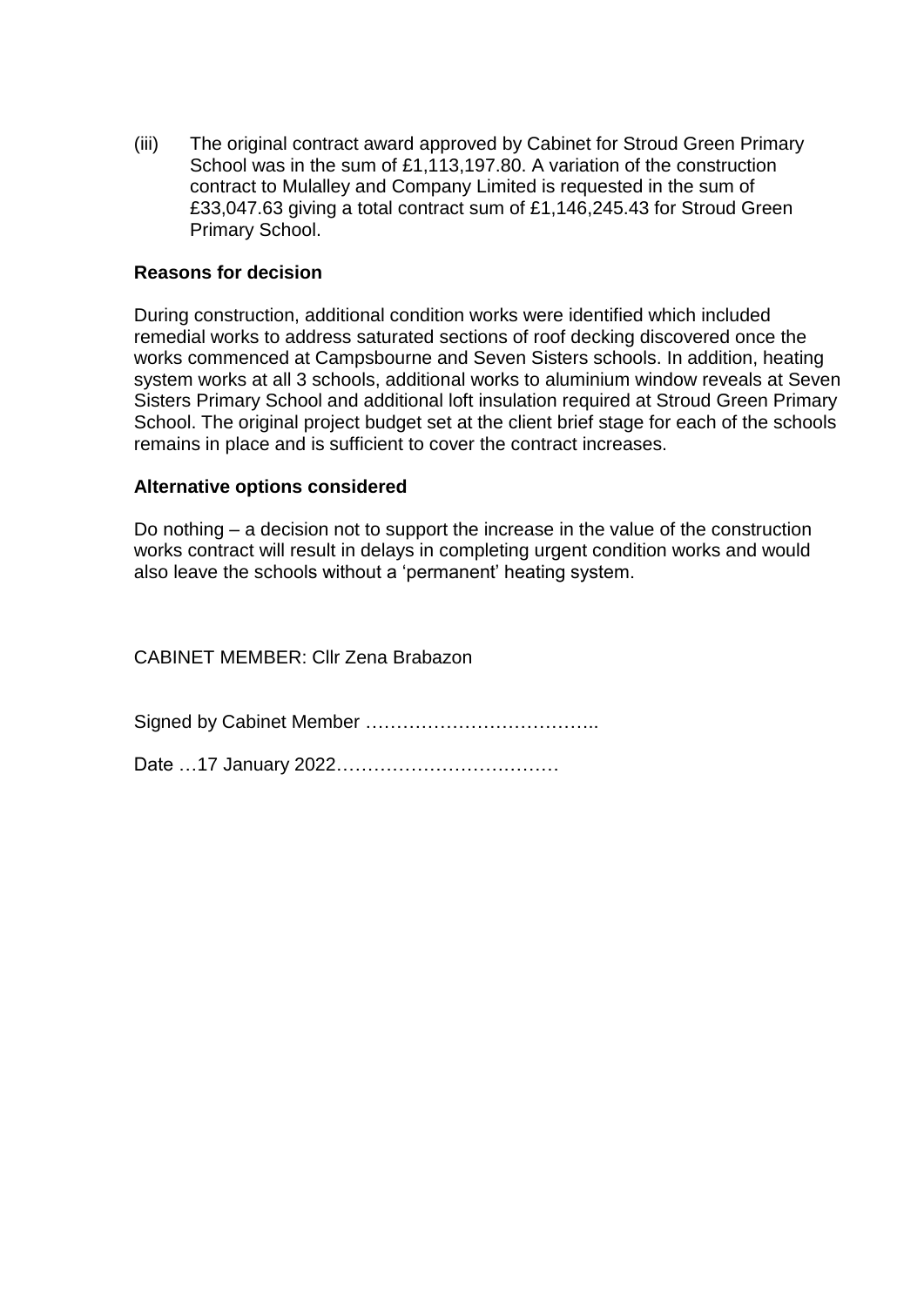(iii) The original contract award approved by Cabinet for Stroud Green Primary School was in the sum of £1,113,197.80. A variation of the construction contract to Mulalley and Company Limited is requested in the sum of £33,047.63 giving a total contract sum of £1,146,245.43 for Stroud Green Primary School.

**Reasons for decision**

During construction, additional condition works were identified which included remedial works to address saturated sections of roof decking discovered once the works commenced at Campsbourne and Seven Sisters schools. In addition, heating system works at all 3 schools, additional works to aluminium window reveals at Seven Sisters Primary School and additional loft insulation required at Stroud Green Primary School. The original project budget set at the client brief stage for each of the schools remains in place and is sufficient to cover the contract increases.

**Alternative options considered**

Do nothing – a decision not to support the increase in the value of the construction works contract will result in delays in completing urgent condition works and would also leave the schools without a 'permanent' heating system.

CABINET MEMBER: Cllr Zena Brabazon

Signed by Cabinet Member ………………………………..

Date …17 January 2022………………………………